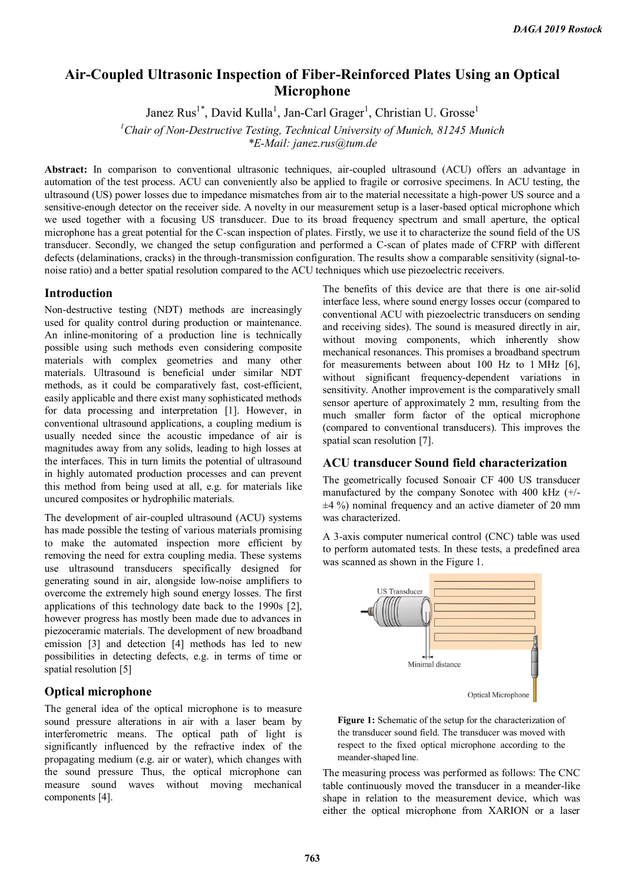# Air-Coupled Ultrasonic Inspection of Fiber-Reinforced Plates Using an Optical Microphone

Janez Rus[1*], David Kulla[1], Jan-Carl Grager[1], Christian U. Grosse[1]

[1] *Chair of Non-Destructive Testing, Technical University of Munich, 81245 Munich*
*\*E-Mail: janez.rus@tum.de*

**Abstract:** In comparison to conventional ultrasonic techniques, air-coupled ultrasound (ACU) offers an advantage in automation of the test process. ACU can conveniently also be applied to fragile or corrosive specimens. In ACU testing, the ultrasound (US) power losses due to impedance mismatches from air to the material necessitate a high-power US source and a sensitive-enough detector on the receiver side. A novelty in our measurement setup is a laser-based optical microphone which we used together with a focusing US transducer. Due to its broad frequency spectrum and small aperture, the optical microphone has a great potential for the C-scan inspection of plates. Firstly, we use it to characterize the sound field of the US transducer. Secondly, we changed the setup configuration and performed a C-scan of plates made of CFRP with different defects (delaminations, cracks) in the through-transmission configuration. The results show a comparable sensitivity (signal-to-noise ratio) and a better spatial resolution compared to the ACU techniques which use piezoelectric receivers.

## Introduction

Non-destructive testing (NDT) methods are increasingly used for quality control during production or maintenance. An inline-monitoring of a production line is technically possible using such methods even considering composite materials with complex geometries and many other materials. Ultrasound is beneficial under similar NDT methods, as it could be comparatively fast, cost-efficient, easily applicable and there exist many sophisticated methods for data processing and interpretation [1]. However, in conventional ultrasound applications, a coupling medium is usually needed since the acoustic impedance of air is magnitudes away from any solids, leading to high losses at the interfaces. This in turn limits the potential of ultrasound in highly automated production processes and can prevent this method from being used at all, e.g. for materials like uncured composites or hydrophilic materials.

The development of air-coupled ultrasound (ACU) systems has made possible the testing of various materials promising to make the automated inspection more efficient by removing the need for extra coupling media. These systems use ultrasound transducers specifically designed for generating sound in air, alongside low-noise amplifiers to overcome the extremely high sound energy losses. The first applications of this technology date back to the 1990s [2], however progress has mostly been made due to advances in piezoceramic materials. The development of new broadband emission [3] and detection [4] methods has led to new possibilities in detecting defects, e.g. in terms of time or spatial resolution [5]

## Optical microphone

The general idea of the optical microphone is to measure sound pressure alterations in air with a laser beam by interferometric means. The optical path of light is significantly influenced by the refractive index of the propagating medium (e.g. air or water), which changes with the sound pressure Thus, the optical microphone can measure sound waves without moving mechanical components [4].

The benefits of this device are that there is one air-solid interface less, where sound energy losses occur (compared to conventional ACU with piezoelectric transducers on sending and receiving sides). The sound is measured directly in air, without moving components, which inherently show mechanical resonances. This promises a broadband spectrum for measurements between about 100 Hz to 1 MHz [6], without significant frequency-dependent variations in sensitivity. Another improvement is the comparatively small sensor aperture of approximately 2 mm, resulting from the much smaller form factor of the optical microphone (compared to conventional transducers). This improves the spatial scan resolution [7].

## ACU transducer Sound field characterization

The geometrically focused Sonoair CF 400 US transducer manufactured by the company Sonotec with 400 kHz (+/- ±4 %) nominal frequency and an active diameter of 20 mm was characterized.

A 3-axis computer numerical control (CNC) table was used to perform automated tests. In these tests, a predefined area was scanned as shown in the Figure 1.

**Figure 1:** Schematic of the setup for the characterization of the transducer sound field. The transducer was moved with respect to the fixed optical microphone according to the meander-shaped line.

The measuring process was performed as follows: The CNC table continuously moved the transducer in a meander-like shape in relation to the measurement device, which was either the optical microphone from XARION or a laser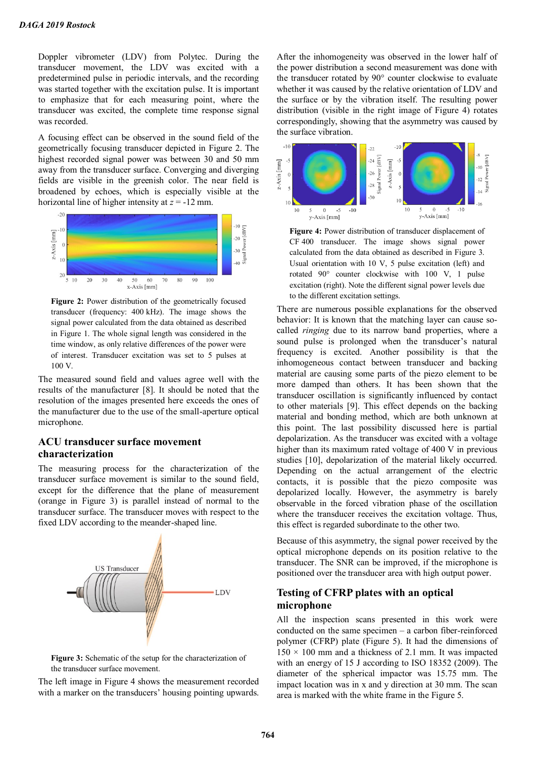Doppler vibrometer (LDV) from Polytec. During the transducer movement, the LDV was excited with a predetermined pulse in periodic intervals, and the recording was started together with the excitation pulse. It is important to emphasize that for each measuring point, where the transducer was excited, the complete time response signal was recorded.

A focusing effect can be observed in the sound field of the geometrically focusing transducer depicted in Figure 2. The highest recorded signal power was between 30 and 50 mm away from the transducer surface. Converging and diverging fields are visible in the greenish color. The near field is broadened by echoes, which is especially visible at the horizontal line of higher intensity at $z = -12$ mm.

**Figure 2:** Power distribution of the geometrically focused transducer (frequency: 400 kHz). The image shows the signal power calculated from the data obtained as described in Figure 1. The whole signal length was considered in the time window, as only relative differences of the power were of interest. Transducer excitation was set to 5 pulses at 100 V.

The measured sound field and values agree well with the results of the manufacturer [8]. It should be noted that the resolution of the images presented here exceeds the ones of the manufacturer due to the use of the small-aperture optical microphone.

## ACU transducer surface movement characterization

The measuring process for the characterization of the transducer surface movement is similar to the sound field, except for the difference that the plane of measurement (orange in Figure 3) is parallel instead of normal to the transducer surface. The transducer moves with respect to the fixed LDV according to the meander-shaped line.

**Figure 3:** Schematic of the setup for the characterization of the transducer surface movement.

The left image in Figure 4 shows the measurement recorded with a marker on the transducers' housing pointing upwards. After the inhomogeneity was observed in the lower half of the power distribution a second measurement was done with the transducer rotated by 90° counter clockwise to evaluate whether it was caused by the relative orientation of LDV and the surface or by the vibration itself. The resulting power distribution (visible in the right image of Figure 4) rotates correspondingly, showing that the asymmetry was caused by the surface vibration.

**Figure 4:** Power distribution of transducer displacement of CF 400 transducer. The image shows signal power calculated from the data obtained as described in Figure 3. Usual orientation with 10 V, 5 pulse excitation (left) and rotated 90° counter clockwise with 100 V, 1 pulse excitation (right). Note the different signal power levels due to the different excitation settings.

There are numerous possible explanations for the observed behavior: It is known that the matching layer can cause so-called *ringing* due to its narrow band properties, where a sound pulse is prolonged when the transducer's natural frequency is excited. Another possibility is that the inhomogeneous contact between transducer and backing material are causing some parts of the piezo element to be more damped than others. It has been shown that the transducer oscillation is significantly influenced by contact to other materials [9]. This effect depends on the backing material and bonding method, which are both unknown at this point. The last possibility discussed here is partial depolarization. As the transducer was excited with a voltage higher than its maximum rated voltage of 400 V in previous studies [10], depolarization of the material likely occurred. Depending on the actual arrangement of the electric contacts, it is possible that the piezo composite was depolarized locally. However, the asymmetry is barely observable in the forced vibration phase of the oscillation where the transducer receives the excitation voltage. Thus, this effect is regarded subordinate to the other two.

Because of this asymmetry, the signal power received by the optical microphone depends on its position relative to the transducer. The SNR can be improved, if the microphone is positioned over the transducer area with high output power.

## Testing of CFRP plates with an optical microphone

All the inspection scans presented in this work were conducted on the same specimen – a carbon fiber-reinforced polymer (CFRP) plate (Figure 5). It had the dimensions of 150 × 100 mm and a thickness of 2.1 mm. It was impacted with an energy of 15 J according to ISO 18352 (2009). The diameter of the spherical impactor was 15.75 mm. The impact location was in x and y direction at 30 mm. The scan area is marked with the white frame in the Figure 5.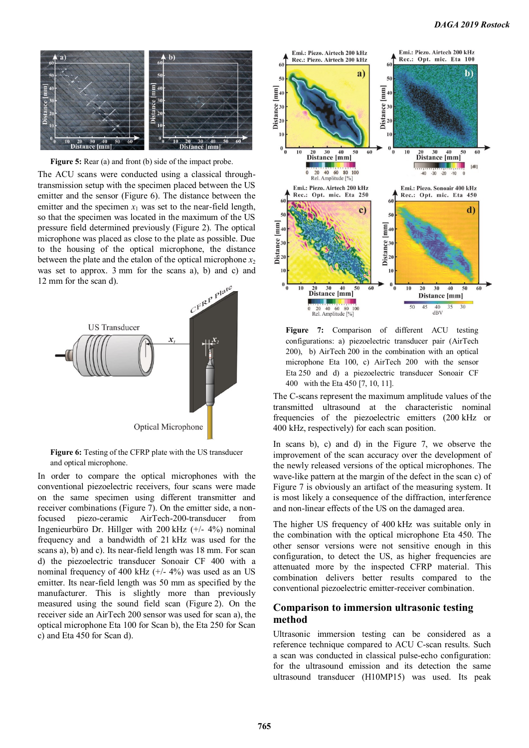Figure 5: Rear (a) and front (b) side of the impact probe.

The ACU scans were conducted using a classical through-transmission setup with the specimen placed between the US emitter and the sensor (Figure 6). The distance between the emitter and the specimen $x_1$ was set to the near-field length, so that the specimen was located in the maximum of the US pressure field determined previously (Figure 2). The optical microphone was placed as close to the plate as possible. Due to the housing of the optical microphone, the distance between the plate and the etalon of the optical microphone $x_2$ was set to approx. 3 mm for the scans a), b) and c) and 12 mm for the scan d).

Figure 6: Testing of the CFRP plate with the US transducer and optical microphone.

In order to compare the optical microphones with the conventional piezoelectric receivers, four scans were made on the same specimen using different transmitter and receiver combinations (Figure 7). On the emitter side, a non-focused piezo-ceramic AirTech-200-transducer from Ingenieurbüro Dr. Hillger with 200 kHz (+/- 4%) nominal frequency and a bandwidth of 21 kHz was used for the scans a), b) and c). Its near-field length was 18 mm. For scan d) the piezoelectric transducer Sonoair CF 400 with a nominal frequency of 400 kHz (+/- 4%) was used as an US emitter. Its near-field length was 50 mm as specified by the manufacturer. This is slightly more than previously measured using the sound field scan (Figure 2). On the receiver side an AirTech 200 sensor was used for scan a), the optical microphone Eta 100 for Scan b), the Eta 250 for Scan c) and Eta 450 for Scan d).

Figure 7: Comparison of different ACU testing configurations: a) piezoelectric transducer pair (AirTech 200), b) AirTech 200 in the combination with an optical microphone Eta 100, c) AirTech 200 with the sensor Eta 250 and d) a piezoelectric transducer Sonoair CF 400 with the Eta 450 [7, 10, 11].

The C-scans represent the maximum amplitude values of the transmitted ultrasound at the characteristic nominal frequencies of the piezoelectric emitters (200 kHz or 400 kHz, respectively) for each scan position.

In scans b), c) and d) in the Figure 7, we observe the improvement of the scan accuracy over the development of the newly released versions of the optical microphones. The wave-like pattern at the margin of the defect in the scan c) of Figure 7 is obviously an artifact of the measuring system. It is most likely a consequence of the diffraction, interference and non-linear effects of the US on the damaged area.

The higher US frequency of 400 kHz was suitable only in the combination with the optical microphone Eta 450. The other sensor versions were not sensitive enough in this configuration, to detect the US, as higher frequencies are attenuated more by the inspected CFRP material. This combination delivers better results compared to the conventional piezoelectric emitter-receiver combination.

## Comparison to immersion ultrasonic testing method

Ultrasonic immersion testing can be considered as a reference technique compared to ACU C-scan results. Such a scan was conducted in classical pulse-echo configuration: for the ultrasound emission and its detection the same ultrasound transducer (H10MP15) was used. Its peak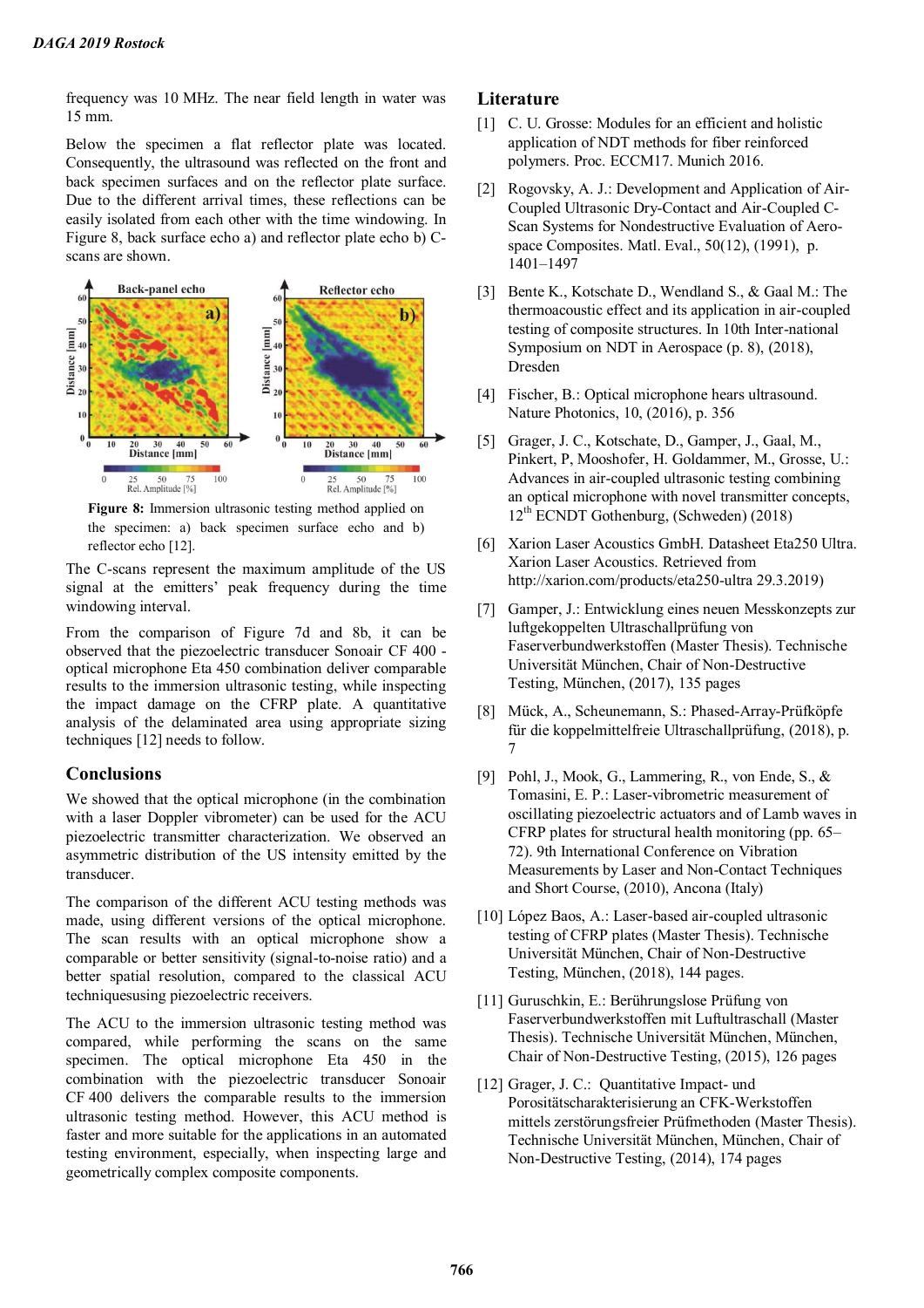frequency was 10 MHz. The near field length in water was 15 mm.

Below the specimen a flat reflector plate was located. Consequently, the ultrasound was reflected on the front and back specimen surfaces and on the reflector plate surface. Due to the different arrival times, these reflections can be easily isolated from each other with the time windowing. In Figure 8, back surface echo a) and reflector plate echo b) C-scans are shown.

Back-panel echo

a)

Distance [mm]

Distance [mm]

Rel. Amplitude [%]

Reflector echo

b)

Distance [mm]

Distance [mm]

Rel. Amplitude [%]

**Figure 8:** Immersion ultrasonic testing method applied on the specimen: a) back specimen surface echo and b) reflector echo [12].

The C-scans represent the maximum amplitude of the US signal at the emitters' peak frequency during the time windowing interval.

From the comparison of Figure 7d and 8b, it can be observed that the piezoelectric transducer Sonoair CF 400 - optical microphone Eta 450 combination deliver comparable results to the immersion ultrasonic testing, while inspecting the impact damage on the CFRP plate. A quantitative analysis of the delaminated area using appropriate sizing techniques [12] needs to follow.

## Conclusions

We showed that the optical microphone (in the combination with a laser Doppler vibrometer) can be used for the ACU piezoelectric transmitter characterization. We observed an asymmetric distribution of the US intensity emitted by the transducer.

The comparison of the different ACU testing methods was made, using different versions of the optical microphone. The scan results with an optical microphone show a comparable or better sensitivity (signal-to-noise ratio) and a better spatial resolution, compared to the classical ACU techniquesusing piezoelectric receivers.

The ACU to the immersion ultrasonic testing method was compared, while performing the scans on the same specimen. The optical microphone Eta 450 in the combination with the piezoelectric transducer Sonoair CF 400 delivers the comparable results to the immersion ultrasonic testing method. However, this ACU method is faster and more suitable for the applications in an automated testing environment, especially, when inspecting large and geometrically complex composite components.

## Literature

[1] C. U. Grosse: Modules for an efficient and holistic application of NDT methods for fiber reinforced polymers. Proc. ECCM17. Munich 2016.

[2] Rogovsky, A. J.: Development and Application of Air-Coupled Ultrasonic Dry-Contact and Air-Coupled C-Scan Systems for Nondestructive Evaluation of Aero-space Composites. Matl. Eval., 50(12), (1991), p. 1401–1497

[3] Bente K., Kotschate D., Wendland S., & Gaal M.: The thermoacoustic effect and its application in air-coupled testing of composite structures. In 10th Inter-national Symposium on NDT in Aerospace (p. 8), (2018), Dresden

[4] Fischer, B.: Optical microphone hears ultrasound. Nature Photonics, 10, (2016), p. 356

[5] Grager, J. C., Kotschate, D., Gamper, J., Gaal, M., Pinkert, P, Mooshofer, H. Goldammer, M., Grosse, U.: Advances in air-coupled ultrasonic testing combining an optical microphone with novel transmitter concepts, 12th ECNDT Gothenburg, (Schweden) (2018)

[6] Xarion Laser Acoustics GmbH. Datasheet Eta250 Ultra. Xarion Laser Acoustics. Retrieved from http://xarion.com/products/eta250-ultra 29.3.2019)

[7] Gamper, J.: Entwicklung eines neuen Messkonzepts zur luftgekoppelten Ultraschallprüfung von Faserverbundwerkstoffen (Master Thesis). Technische Universität München, Chair of Non-Destructive Testing, München, (2017), 135 pages

[8] Mück, A., Scheunemann, S.: Phased-Array-Prüfköpfe für die koppelmittelfreie Ultraschallprüfung, (2018), p. 7

[9] Pohl, J., Mook, G., Lammering, R., von Ende, S., & Tomasini, E. P.: Laser-vibrometric measurement of oscillating piezoelectric actuators and of Lamb waves in CFRP plates for structural health monitoring (pp. 65–72). 9th International Conference on Vibration Measurements by Laser and Non-Contact Techniques and Short Course, (2010), Ancona (Italy)

[10] López Baos, A.: Laser-based air-coupled ultrasonic testing of CFRP plates (Master Thesis). Technische Universität München, Chair of Non-Destructive Testing, München, (2018), 144 pages.

[11] Guruschkin, E.: Berührungslose Prüfung von Faserverbundwerkstoffen mit Luftultraschall (Master Thesis). Technische Universität München, München, Chair of Non-Destructive Testing, (2015), 126 pages

[12] Grager, J. C.: Quantitative Impact- und Porositätscharakterisierung an CFK-Werkstoffen mittels zerstörungsfreier Prüfmethoden (Master Thesis). Technische Universität München, München, Chair of Non-Destructive Testing, (2014), 174 pages